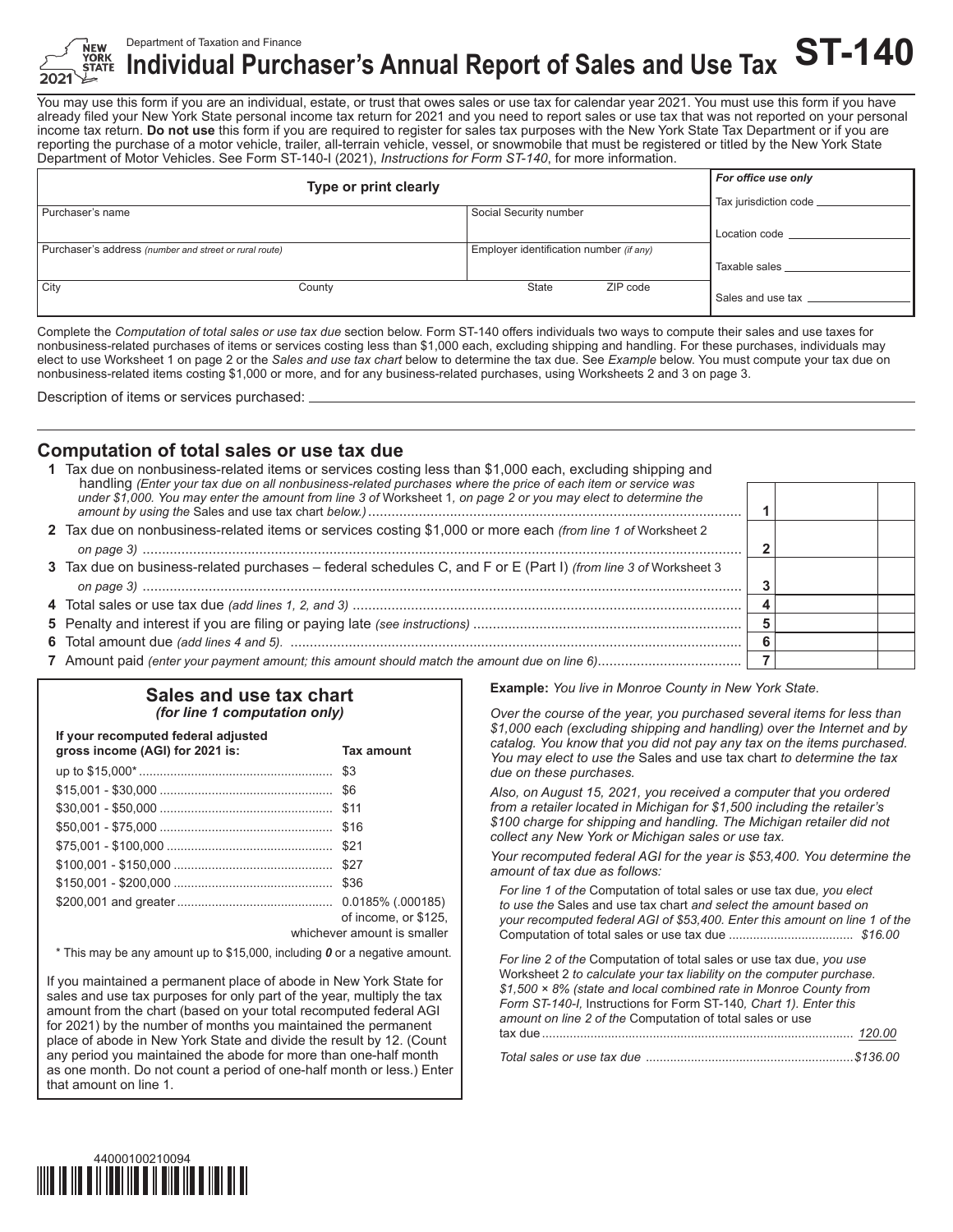Department of Taxation and Finance

# Individual Purchaser's Annual Report of Sales and Use Tax

**ST-140**

2021

You may use this form if you are an individual, estate, or trust that owes sales or use tax for calendar year 2021. You must use this form if you have already filed your New York State personal income tax return for 2021 and you need to report sales or use tax that was not reported on your personal income tax return. **Do not use** this form if you are required to register for sales tax purposes with the New York State Tax Department or if you are reporting the purchase of a motor vehicle, trailer, all-terrain vehicle, vessel, or snowmobile that must be registered or titled by the New York State Department of Motor Vehicles. See Form ST-140-I (2021), *Instructions for Form ST-140*, for more information.

| Type or print clearly | | | | *For office use only* |
|---|---|---|---|---|
| Purchaser's name | | Social Security number | | Tax jurisdiction code |
| Purchaser's address *(number and street or rural route)* | | Employer identification number *(if any)* | | Location code |
| | | | | Taxable sales |
| City | County | State | ZIP code | Sales and use tax |

Complete the *Computation of total sales or use tax due* section below. Form ST-140 offers individuals two ways to compute their sales and use taxes for nonbusiness-related purchases of items or services costing less than $1,000 each, excluding shipping and handling. For these purchases, individuals may elect to use Worksheet 1 on page 2 or the *Sales and use tax chart* below to determine the tax due. See *Example* below. You must compute your tax due on nonbusiness-related items costing $1,000 or more, and for any business-related purchases, using Worksheets 2 and 3 on page 3.

Description of items or services purchased: ______________________________

## Computation of total sales or use tax due

| | | | |
|---|---|---|---|
| **1** Tax due on nonbusiness-related items or services costing less than $1,000 each, excluding shipping and handling *(Enter your tax due on all nonbusiness-related purchases where the price of each item or service was under $1,000. You may enter the amount from line 3 of* Worksheet 1*, on page 2 or you may elect to determine the amount by using the* Sales and use tax chart *below.)* | **1** | | |
| **2** Tax due on nonbusiness-related items or services costing $1,000 or more each *(from line 1 of* Worksheet 2 *on page 3)* | **2** | | |
| **3** Tax due on business-related purchases – federal schedules C, and F or E (Part I) *(from line 3 of* Worksheet 3 *on page 3)* | **3** | | |
| **4** Total sales or use tax due *(add lines 1, 2, and 3)* | **4** | | |
| **5** Penalty and interest if you are filing or paying late *(see instructions)* | **5** | | |
| **6** Total amount due *(add lines 4 and 5).* | **6** | | |
| **7** Amount paid *(enter your payment amount; this amount should match the amount due on line 6)* | **7** | | |

### Sales and use tax chart
*(for line 1 computation only)*

| If your recomputed federal adjusted gross income (AGI) for 2021 is: | Tax amount |
|---|---|
| up to $15,000* | $3 |
| $15,001 - $30,000 | $6 |
| $30,001 - $50,000 | $11 |
| $50,001 - $75,000 | $16 |
| $75,001 - $100,000 | $21 |
| $100,001 - $150,000 | $27 |
| $150,001 - $200,000 | $36 |
| $200,001 and greater | 0.0185% (.000185) of income, or $125, whichever amount is smaller |

\* This may be any amount up to $15,000, including ***0*** or a negative amount.

If you maintained a permanent place of abode in New York State for sales and use tax purposes for only part of the year, multiply the tax amount from the chart (based on your total recomputed federal AGI for 2021) by the number of months you maintained the permanent place of abode in New York State and divide the result by 12. (Count any period you maintained the abode for more than one-half month as one month. Do not count a period of one-half month or less.) Enter that amount on line 1.

**Example:** *You live in Monroe County in New York State.*

*Over the course of the year, you purchased several items for less than $1,000 each (excluding shipping and handling) over the Internet and by catalog. You know that you did not pay any tax on the items purchased. You may elect to use the* Sales and use tax chart *to determine the tax due on these purchases.*

*Also, on August 15, 2021, you received a computer that you ordered from a retailer located in Michigan for $1,500 including the retailer's $100 charge for shipping and handling. The Michigan retailer did not collect any New York or Michigan sales or use tax.*

*Your recomputed federal AGI for the year is $53,400. You determine the amount of tax due as follows:*

*For line 1 of the* Computation of total sales or use tax due*, you elect to use the* Sales and use tax chart *and select the amount based on your recomputed federal AGI of $53,400. Enter this amount on line 1 of the* Computation of total sales or use tax due ... *$16.00*

*For line 2 of the* Computation of total sales or use tax due*, you use* Worksheet 2 *to calculate your tax liability on the computer purchase. $1,500 × 8% (state and local combined rate in Monroe County from Form ST-140-I,* Instructions for Form ST-140*, Chart 1). Enter this amount on line 2 of the* Computation of total sales or use tax due ... *120.00*

*Total sales or use tax due* ... *$136.00*

44000100210094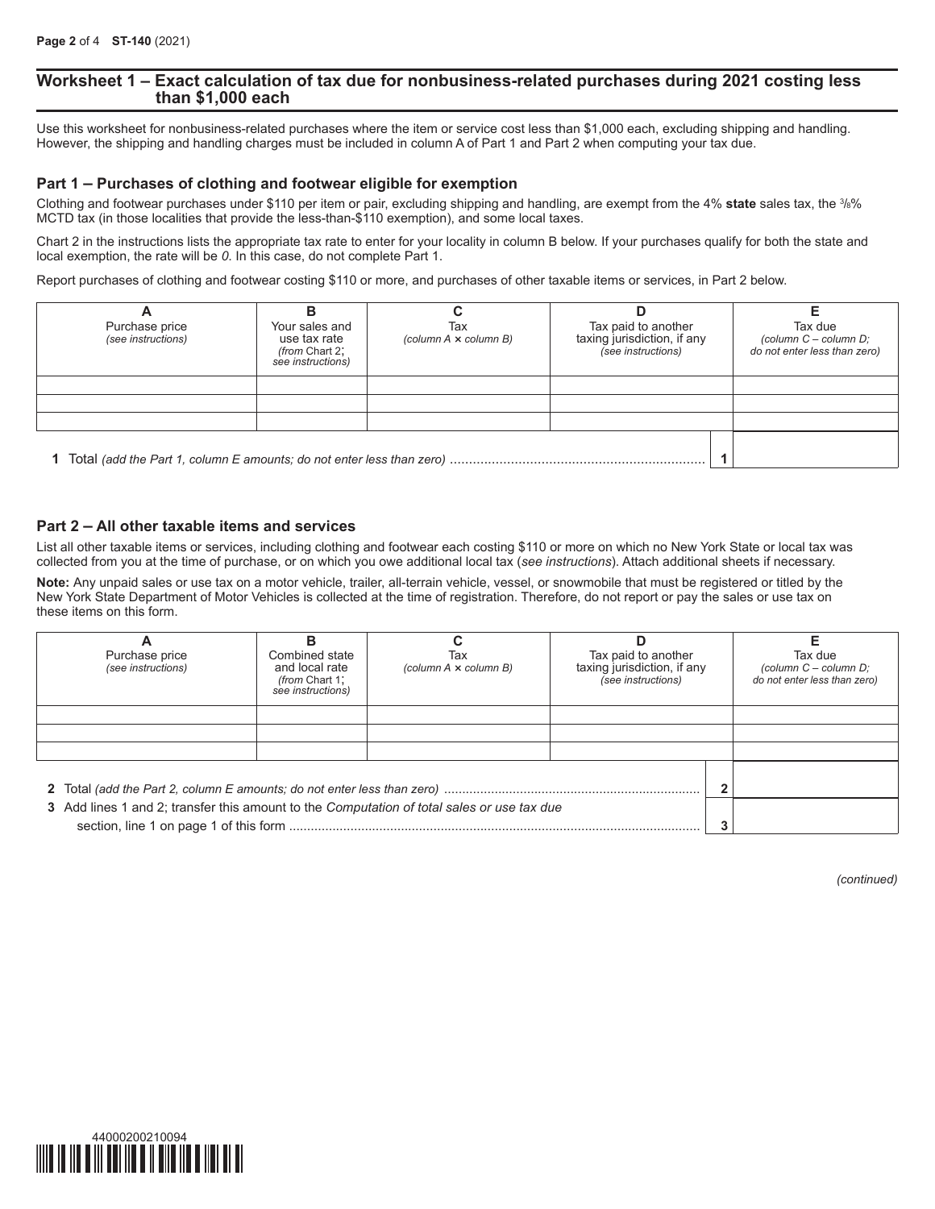## Worksheet 1 – Exact calculation of tax due for nonbusiness-related purchases during 2021 costing less than $1,000 each

Use this worksheet for nonbusiness-related purchases where the item or service cost less than $1,000 each, excluding shipping and handling. However, the shipping and handling charges must be included in column A of Part 1 and Part 2 when computing your tax due.

### Part 1 – Purchases of clothing and footwear eligible for exemption

Clothing and footwear purchases under $110 per item or pair, excluding shipping and handling, are exempt from the 4% **state** sales tax, the 3/8% MCTD tax (in those localities that provide the less-than-$110 exemption), and some local taxes.

Chart 2 in the instructions lists the appropriate tax rate to enter for your locality in column B below. If your purchases qualify for both the state and local exemption, the rate will be *0*. In this case, do not complete Part 1.

Report purchases of clothing and footwear costing $110 or more, and purchases of other taxable items or services, in Part 2 below.

| A<br>Purchase price<br>*(see instructions)* | B<br>Your sales and use tax rate<br>*(from Chart 2; see instructions)* | C<br>Tax<br>*(column A × column B)* | D<br>Tax paid to another taxing jurisdiction, if any<br>*(see instructions)* | E<br>Tax due<br>*(column C – column D; do not enter less than zero)* |
|---|---|---|---|---|
| | | | | |
| | | | | |
| | | | | |

**1** Total *(add the Part 1, column E amounts; do not enter less than zero)* .................. **1** ______

### Part 2 – All other taxable items and services

List all other taxable items or services, including clothing and footwear each costing $110 or more on which no New York State or local tax was collected from you at the time of purchase, or on which you owe additional local tax (*see instructions*). Attach additional sheets if necessary.

**Note:** Any unpaid sales or use tax on a motor vehicle, trailer, all-terrain vehicle, vessel, or snowmobile that must be registered or titled by the New York State Department of Motor Vehicles is collected at the time of registration. Therefore, do not report or pay the sales or use tax on these items on this form.

| A<br>Purchase price<br>*(see instructions)* | B<br>Combined state and local rate<br>*(from Chart 1; see instructions)* | C<br>Tax<br>*(column A × column B)* | D<br>Tax paid to another taxing jurisdiction, if any<br>*(see instructions)* | E<br>Tax due<br>*(column C – column D; do not enter less than zero)* |
|---|---|---|---|---|
| | | | | |
| | | | | |
| | | | | |

**2** Total *(add the Part 2, column E amounts; do not enter less than zero)* .................. **2** ______

**3** Add lines 1 and 2; transfer this amount to the *Computation of total sales or use tax due* section, line 1 on page 1 of this form .................. **3** ______

*(continued)*

44000200210094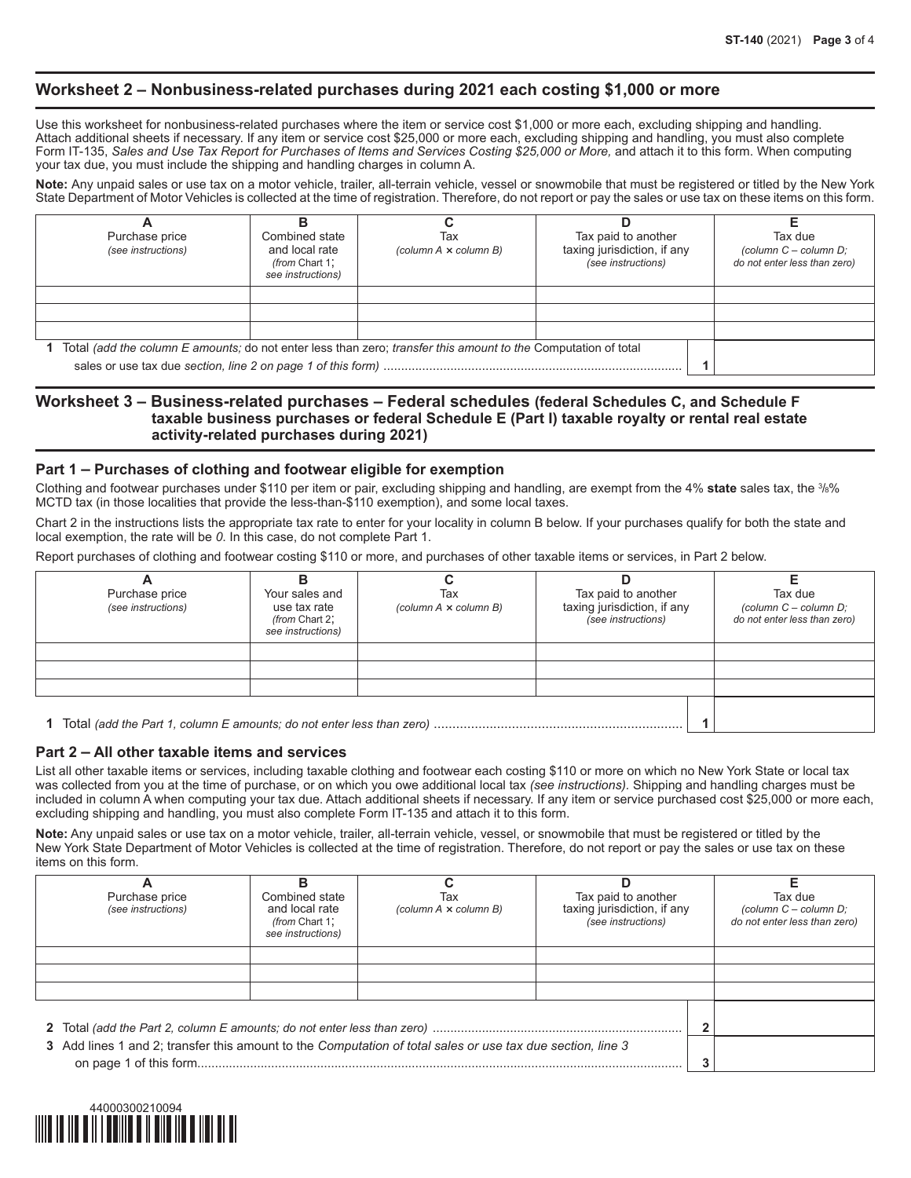## Worksheet 2 – Nonbusiness-related purchases during 2021 each costing $1,000 or more

Use this worksheet for nonbusiness-related purchases where the item or service cost $1,000 or more each, excluding shipping and handling. Attach additional sheets if necessary. If any item or service cost $25,000 or more each, excluding shipping and handling, you must also complete Form IT-135, *Sales and Use Tax Report for Purchases of Items and Services Costing $25,000 or More,* and attach it to this form. When computing your tax due, you must include the shipping and handling charges in column A.

**Note:** Any unpaid sales or use tax on a motor vehicle, trailer, all-terrain vehicle, vessel or snowmobile that must be registered or titled by the New York State Department of Motor Vehicles is collected at the time of registration. Therefore, do not report or pay the sales or use tax on these items on this form.

| A<br>Purchase price<br>*(see instructions)* | B<br>Combined state and local rate<br>*(from Chart 1; see instructions)* | C<br>Tax<br>*(column A × column B)* | D<br>Tax paid to another taxing jurisdiction, if any<br>*(see instructions)* | E<br>Tax due<br>*(column C – column D; do not enter less than zero)* |
|---|---|---|---|---|
| | | | | |
| | | | | |
| | | | | |

**1** Total *(add the column E amounts;* do not enter less than zero; *transfer this amount to the* Computation of total sales or use tax due *section, line 2 on page 1 of this form)* .................... **1** ______

## Worksheet 3 – Business-related purchases – Federal schedules (federal Schedules C, and Schedule F taxable business purchases or federal Schedule E (Part I) taxable royalty or rental real estate activity-related purchases during 2021)

### Part 1 – Purchases of clothing and footwear eligible for exemption

Clothing and footwear purchases under $110 per item or pair, excluding shipping and handling, are exempt from the 4% **state** sales tax, the ⅜% MCTD tax (in those localities that provide the less-than-$110 exemption), and some local taxes.

Chart 2 in the instructions lists the appropriate tax rate to enter for your locality in column B below. If your purchases qualify for both the state and local exemption, the rate will be *0*. In this case, do not complete Part 1.

Report purchases of clothing and footwear costing $110 or more, and purchases of other taxable items or services, in Part 2 below.

| A<br>Purchase price<br>*(see instructions)* | B<br>Your sales and use tax rate<br>*(from Chart 2; see instructions)* | C<br>Tax<br>*(column A × column B)* | D<br>Tax paid to another taxing jurisdiction, if any<br>*(see instructions)* | E<br>Tax due<br>*(column C – column D; do not enter less than zero)* |
|---|---|---|---|---|
| | | | | |
| | | | | |
| | | | | |

**1** Total *(add the Part 1, column E amounts; do not enter less than zero)* .................... **1** ______

### Part 2 – All other taxable items and services

List all other taxable items or services, including taxable clothing and footwear each costing $110 or more on which no New York State or local tax was collected from you at the time of purchase, or on which you owe additional local tax *(see instructions).* Shipping and handling charges must be included in column A when computing your tax due. Attach additional sheets if necessary. If any item or service purchased cost $25,000 or more each, excluding shipping and handling, you must also complete Form IT-135 and attach it to this form.

**Note:** Any unpaid sales or use tax on a motor vehicle, trailer, all-terrain vehicle, vessel, or snowmobile that must be registered or titled by the New York State Department of Motor Vehicles is collected at the time of registration. Therefore, do not report or pay the sales or use tax on these items on this form.

| A<br>Purchase price<br>*(see instructions)* | B<br>Combined state and local rate<br>*(from Chart 1; see instructions)* | C<br>Tax<br>*(column A × column B)* | D<br>Tax paid to another taxing jurisdiction, if any<br>*(see instructions)* | E<br>Tax due<br>*(column C – column D; do not enter less than zero)* |
|---|---|---|---|---|
| | | | | |
| | | | | |
| | | | | |

**2** Total *(add the Part 2, column E amounts; do not enter less than zero)* .................... **2** ______

**3** Add lines 1 and 2; transfer this amount to the *Computation of total sales or use tax due section, line 3* on page 1 of this form.................... **3** ______

44000300210094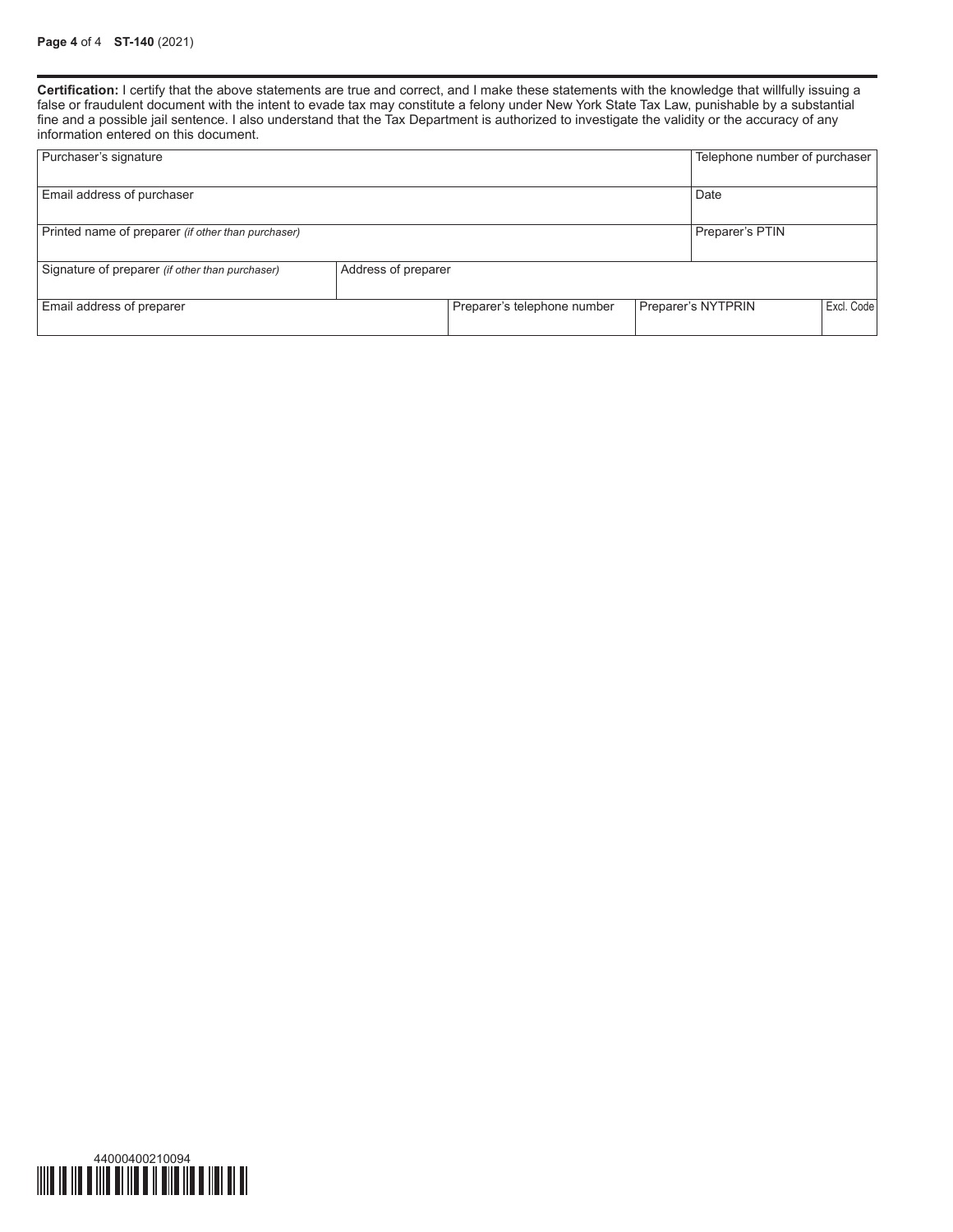**Certification:** I certify that the above statements are true and correct, and I make these statements with the knowledge that willfully issuing a false or fraudulent document with the intent to evade tax may constitute a felony under New York State Tax Law, punishable by a substantial fine and a possible jail sentence. I also understand that the Tax Department is authorized to investigate the validity or the accuracy of any information entered on this document.

| | | | | |
|---|---|---|---|---|
| Purchaser's signature | | | Telephone number of purchaser | |
| Email address of purchaser | | | Date | |
| Printed name of preparer *(if other than purchaser)* | | | Preparer's PTIN | |
| Signature of preparer *(if other than purchaser)* | Address of preparer | | | |
| Email address of preparer | | Preparer's telephone number | Preparer's NYTPRIN | Excl. Code |

44000400210094